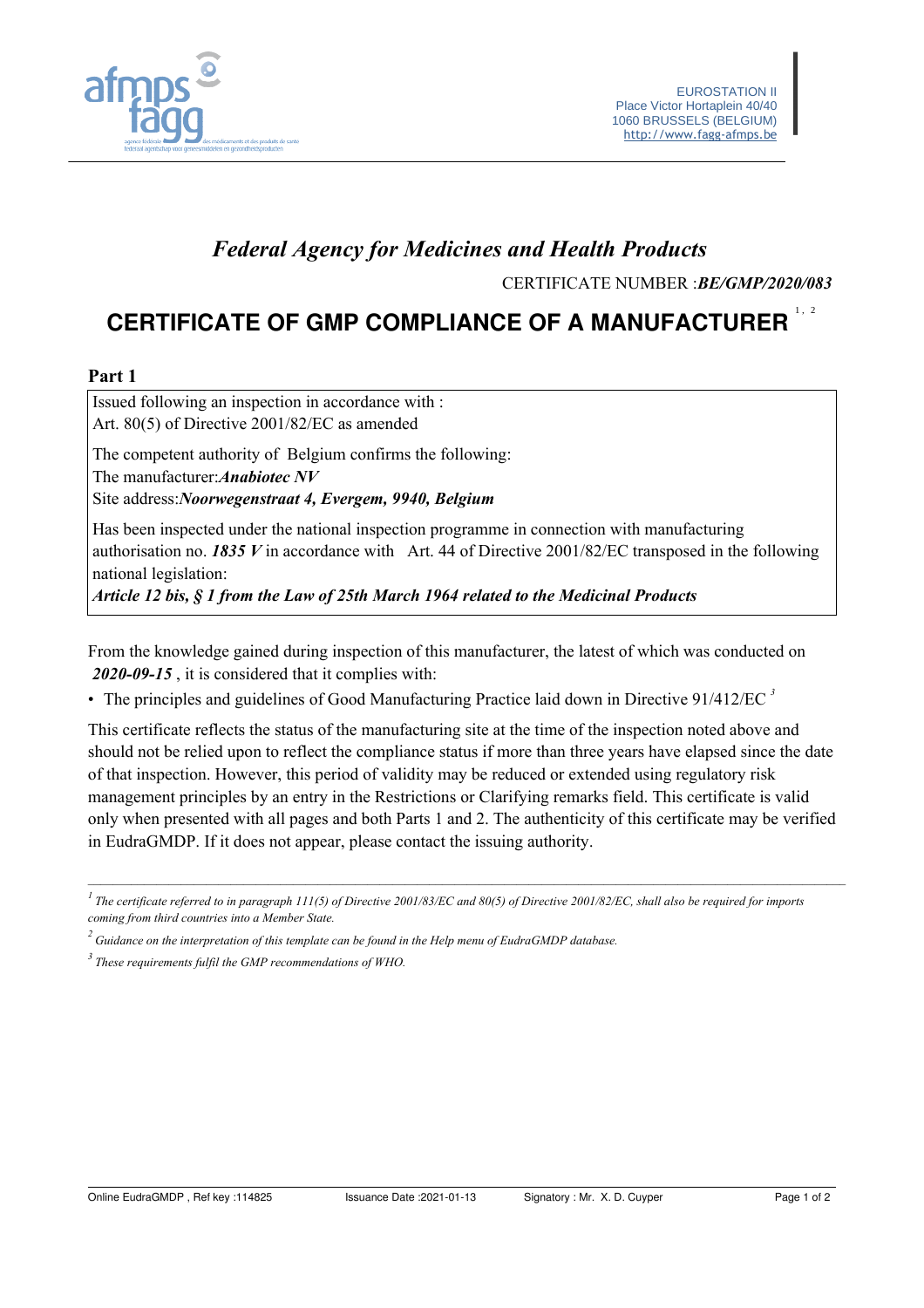EUROSTATION II
Place Victor Hortaplein 40/40
1060 BRUSSELS (BELGIUM)
http://www.fagg-afmps.be

## *Federal Agency for Medicines and Health Products*

CERTIFICATE NUMBER :***BE/GMP/2020/083***

# CERTIFICATE OF GMP COMPLIANCE OF A MANUFACTURER [1, 2]

**Part 1**

Issued following an inspection in accordance with :
Art. 80(5) of Directive 2001/82/EC as amended

The competent authority of Belgium confirms the following:
The manufacturer:***Anabiotec NV***
Site address:***Noorwegenstraat 4, Evergem, 9940, Belgium***

Has been inspected under the national inspection programme in connection with manufacturing authorisation no. ***1835 V*** in accordance with Art. 44 of Directive 2001/82/EC transposed in the following national legislation:
***Article 12 bis, § 1 from the Law of 25th March 1964 related to the Medicinal Products***

From the knowledge gained during inspection of this manufacturer, the latest of which was conducted on ***2020-09-15*** , it is considered that it complies with:

- The principles and guidelines of Good Manufacturing Practice laid down in Directive 91/412/EC [3]

This certificate reflects the status of the manufacturing site at the time of the inspection noted above and should not be relied upon to reflect the compliance status if more than three years have elapsed since the date of that inspection. However, this period of validity may be reduced or extended using regulatory risk management principles by an entry in the Restrictions or Clarifying remarks field. This certificate is valid only when presented with all pages and both Parts 1 and 2. The authenticity of this certificate may be verified in EudraGMDP. If it does not appear, please contact the issuing authority.

---

[1] *The certificate referred to in paragraph 111(5) of Directive 2001/83/EC and 80(5) of Directive 2001/82/EC, shall also be required for imports coming from third countries into a Member State.*

[2] *Guidance on the interpretation of this template can be found in the Help menu of EudraGMDP database.*

[3] *These requirements fulfil the GMP recommendations of WHO.*

Online EudraGMDP , Ref key :114825 | Issuance Date :2021-01-13 | Signatory : Mr. X. D. Cuyper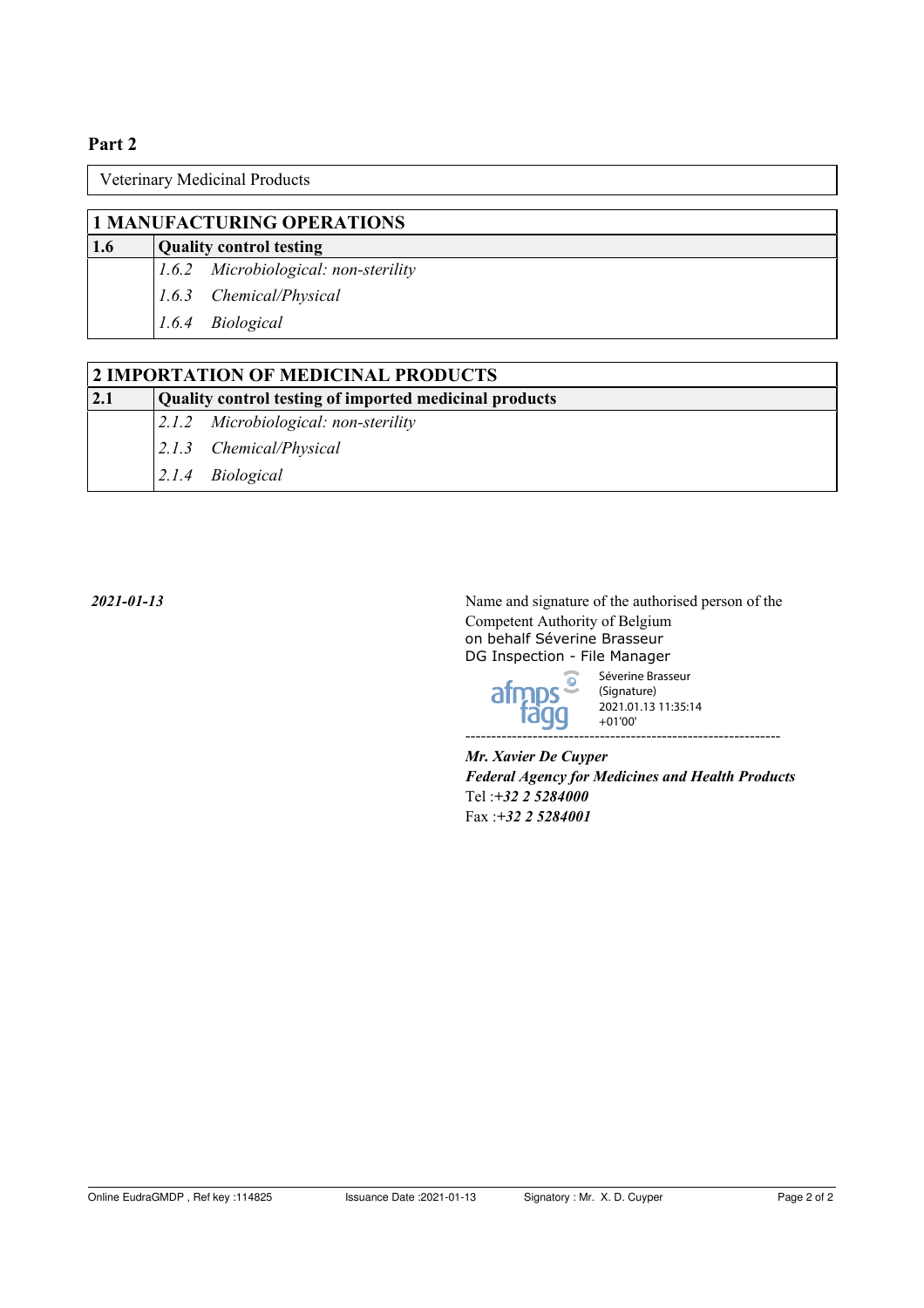**Part 2**

| |
|---|
| Veterinary Medicinal Products |

| 1 MANUFACTURING OPERATIONS | |
|---|---|
| **1.6** | **Quality control testing** |
| | *1.6.2 Microbiological: non-sterility* |
| | *1.6.3 Chemical/Physical* |
| | *1.6.4 Biological* |

| 2 IMPORTATION OF MEDICINAL PRODUCTS | |
|---|---|
| **2.1** | **Quality control testing of imported medicinal products** |
| | *2.1.2 Microbiological: non-sterility* |
| | *2.1.3 Chemical/Physical* |
| | *2.1.4 Biological* |

***2021-01-13***

Name and signature of the authorised person of the Competent Authority of Belgium
on behalf Séverine Brasseur
DG Inspection - File Manager

afmps fagg

Séverine Brasseur
(Signature)
2021.01.13 11:35:14
+01'00'

---

***Mr. Xavier De Cuyper***
***Federal Agency for Medicines and Health Products***
Tel :*+32 2 5284000*
Fax :*+32 2 5284001*

Online EudraGMDP , Ref key :114825 Issuance Date :2021-01-13 Signatory : Mr. X. D. Cuyper